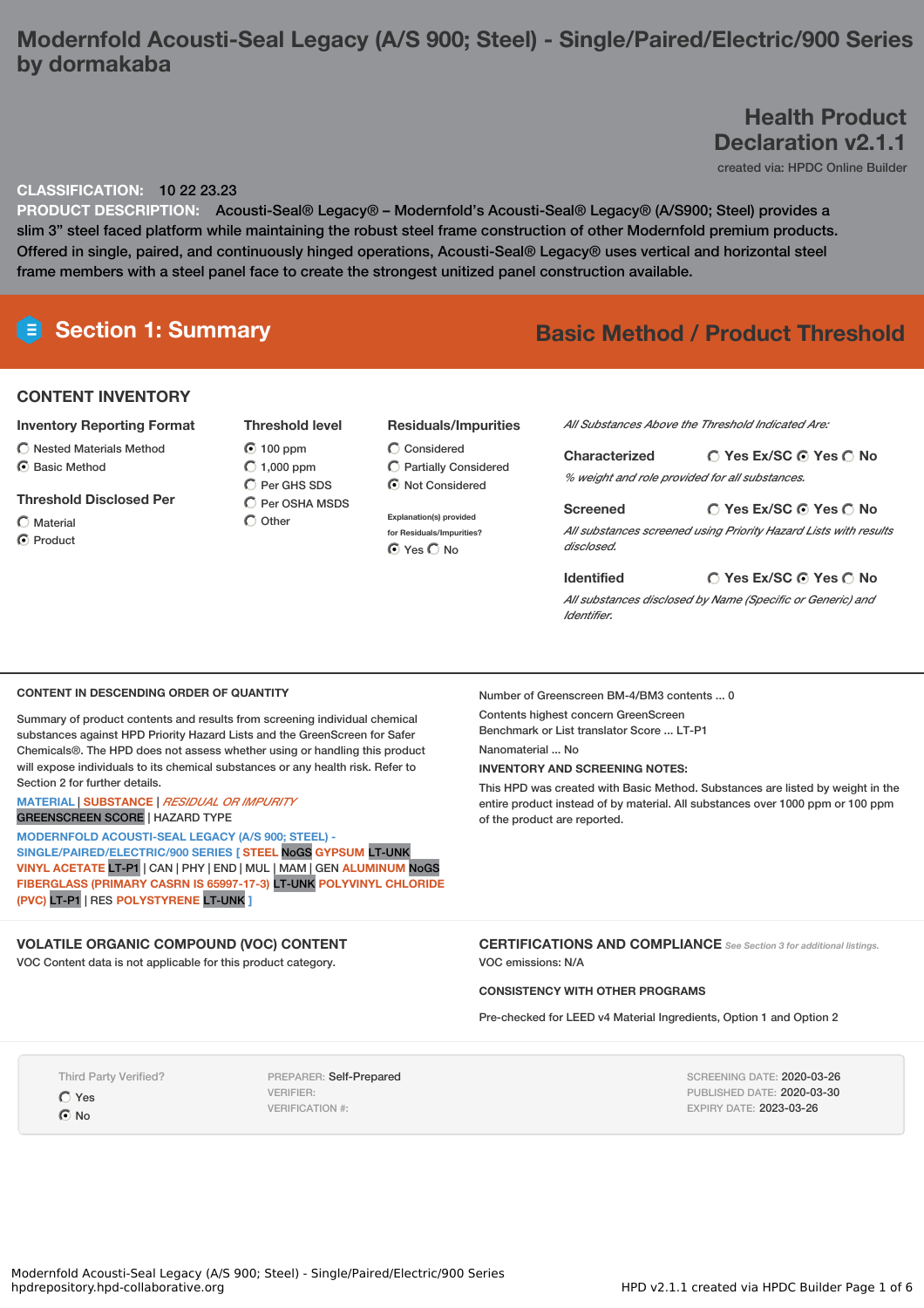# Modernfold Acousti-Seal Legacy (A/S 900; Steel) - Single/Paired/Electric/900 Series by dormakaba

## Health Product Declaration v2.1.1

created via: HPDC Online Builder

**CLASSIFICATION:** 10 22 23.23

**PRODUCT DESCRIPTION:** Acousti-Seal® Legacy® – Modernfold's Acousti-Seal® Legacy® (A/S900; Steel) provides a slim 3" steel faced platform while maintaining the robust steel frame construction of other Modernfold premium products. Offered in single, paired, and continuously hinged operations, Acousti-Seal® Legacy® uses vertical and horizontal steel frame members with a steel panel face to create the strongest unitized panel construction available.

## Section 1: Summary

**Basic Method / Product Threshold**

### CONTENT INVENTORY

**Inventory Reporting Format**
- ○ Nested Materials Method
- ◉ Basic Method

**Threshold Disclosed Per**
- ○ Material
- ◉ Product

**Threshold level**
- ◉ 100 ppm
- ○ 1,000 ppm
- ○ Per GHS SDS
- ○ Per OSHA MSDS
- ○ Other

**Residuals/Impurities**
- ○ Considered
- ○ Partially Considered
- ◉ Not Considered

Explanation(s) provided for Residuals/Impurities?
◉ Yes ○ No

*All Substances Above the Threshold Indicated Are:*

**Characterized** ○ Yes Ex/SC ◉ Yes ○ No
*% weight and role provided for all substances.*

**Screened** ○ Yes Ex/SC ◉ Yes ○ No
*All substances screened using Priority Hazard Lists with results disclosed.*

**Identified** ○ Yes Ex/SC ◉ Yes ○ No
*All substances disclosed by Name (Specific or Generic) and Identifier.*

### CONTENT IN DESCENDING ORDER OF QUANTITY

Summary of product contents and results from screening individual chemical substances against HPD Priority Hazard Lists and the GreenScreen for Safer Chemicals®. The HPD does not assess whether using or handling this product will expose individuals to its chemical substances or any health risk. Refer to Section 2 for further details.

MATERIAL | SUBSTANCE | *RESIDUAL OR IMPURITY*
GREENSCREEN SCORE | HAZARD TYPE

**MODERNFOLD ACOUSTI-SEAL LEGACY (A/S 900; STEEL) - SINGLE/PAIRED/ELECTRIC/900 SERIES [** STEEL NoGS GYPSUM LT-UNK VINYL ACETATE LT-P1 | CAN | PHY | END | MUL | MAM | GEN ALUMINUM NoGS FIBERGLASS (PRIMARY CASRN IS 65997-17-3) LT-UNK POLYVINYL CHLORIDE (PVC) LT-P1 | RES POLYSTYRENE LT-UNK **]**

Number of Greenscreen BM-4/BM3 contents ... 0

Contents highest concern GreenScreen Benchmark or List translator Score ... LT-P1

Nanomaterial ... No

**INVENTORY AND SCREENING NOTES:**

This HPD was created with Basic Method. Substances are listed by weight in the entire product instead of by material. All substances over 1000 ppm or 100 ppm of the product are reported.

### VOLATILE ORGANIC COMPOUND (VOC) CONTENT

VOC Content data is not applicable for this product category.

### CERTIFICATIONS AND COMPLIANCE

*See Section 3 for additional listings.*

VOC emissions: N/A

**CONSISTENCY WITH OTHER PROGRAMS**

Pre-checked for LEED v4 Material Ingredients, Option 1 and Option 2

Third Party Verified?
- ○ Yes
- ◉ No

PREPARER: Self-Prepared
VERIFIER:
VERIFICATION #:

SCREENING DATE: 2020-03-26
PUBLISHED DATE: 2020-03-30
EXPIRY DATE: 2023-03-26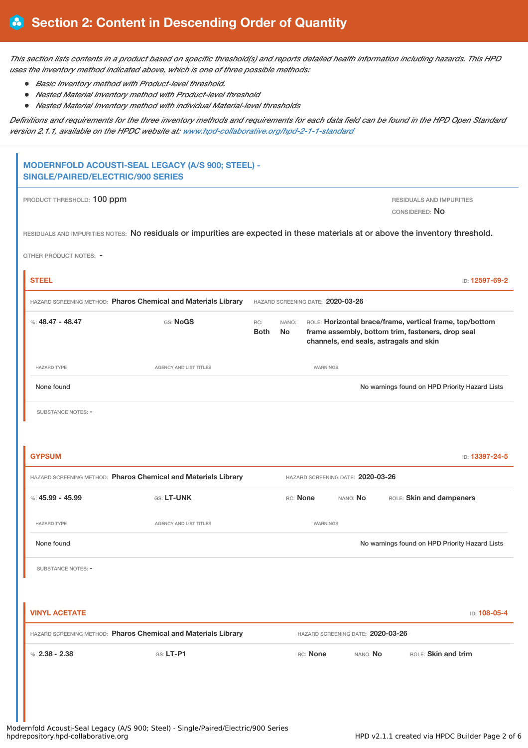## Section 2: Content in Descending Order of Quantity

*This section lists contents in a product based on specific threshold(s) and reports detailed health information including hazards. This HPD uses the inventory method indicated above, which is one of three possible methods:*

- *Basic Inventory method with Product-level threshold.*
- *Nested Material Inventory method with Product-level threshold*
- *Nested Material Inventory method with individual Material-level thresholds*

*Definitions and requirements for the three inventory methods and requirements for each data field can be found in the HPD Open Standard version 2.1.1, available on the HPDC website at: www.hpd-collaborative.org/hpd-2-1-1-standard*

### MODERNFOLD ACOUSTI-SEAL LEGACY (A/S 900; STEEL) - SINGLE/PAIRED/ELECTRIC/900 SERIES

PRODUCT THRESHOLD: **100 ppm**

RESIDUALS AND IMPURITIES CONSIDERED: **No**

RESIDUALS AND IMPURITIES NOTES: No residuals or impurities are expected in these materials at or above the inventory threshold.

OTHER PRODUCT NOTES: -

#### STEEL

ID: **12597-69-2**

HAZARD SCREENING METHOD: **Pharos Chemical and Materials Library** HAZARD SCREENING DATE: **2020-03-26**

%: **48.47 - 48.47** GS: **NoGS** RC: **Both** NANO: **No** ROLE: **Horizontal brace/frame, vertical frame, top/bottom frame assembly, bottom trim, fasteners, drop seal channels, end seals, astragals and skin**

| HAZARD TYPE | AGENCY AND LIST TITLES | WARNINGS |
| --- | --- | --- |
| None found | | No warnings found on HPD Priority Hazard Lists |

SUBSTANCE NOTES: -

#### GYPSUM

ID: **13397-24-5**

HAZARD SCREENING METHOD: **Pharos Chemical and Materials Library** HAZARD SCREENING DATE: **2020-03-26**

%: **45.99 - 45.99** GS: **LT-UNK** RC: **None** NANO: **No** ROLE: **Skin and dampeners**

| HAZARD TYPE | AGENCY AND LIST TITLES | WARNINGS |
| --- | --- | --- |
| None found | | No warnings found on HPD Priority Hazard Lists |

SUBSTANCE NOTES: -

#### VINYL ACETATE

ID: **108-05-4**

HAZARD SCREENING METHOD: **Pharos Chemical and Materials Library** HAZARD SCREENING DATE: **2020-03-26**

%: **2.38 - 2.38** GS: **LT-P1** RC: **None** NANO: **No** ROLE: **Skin and trim**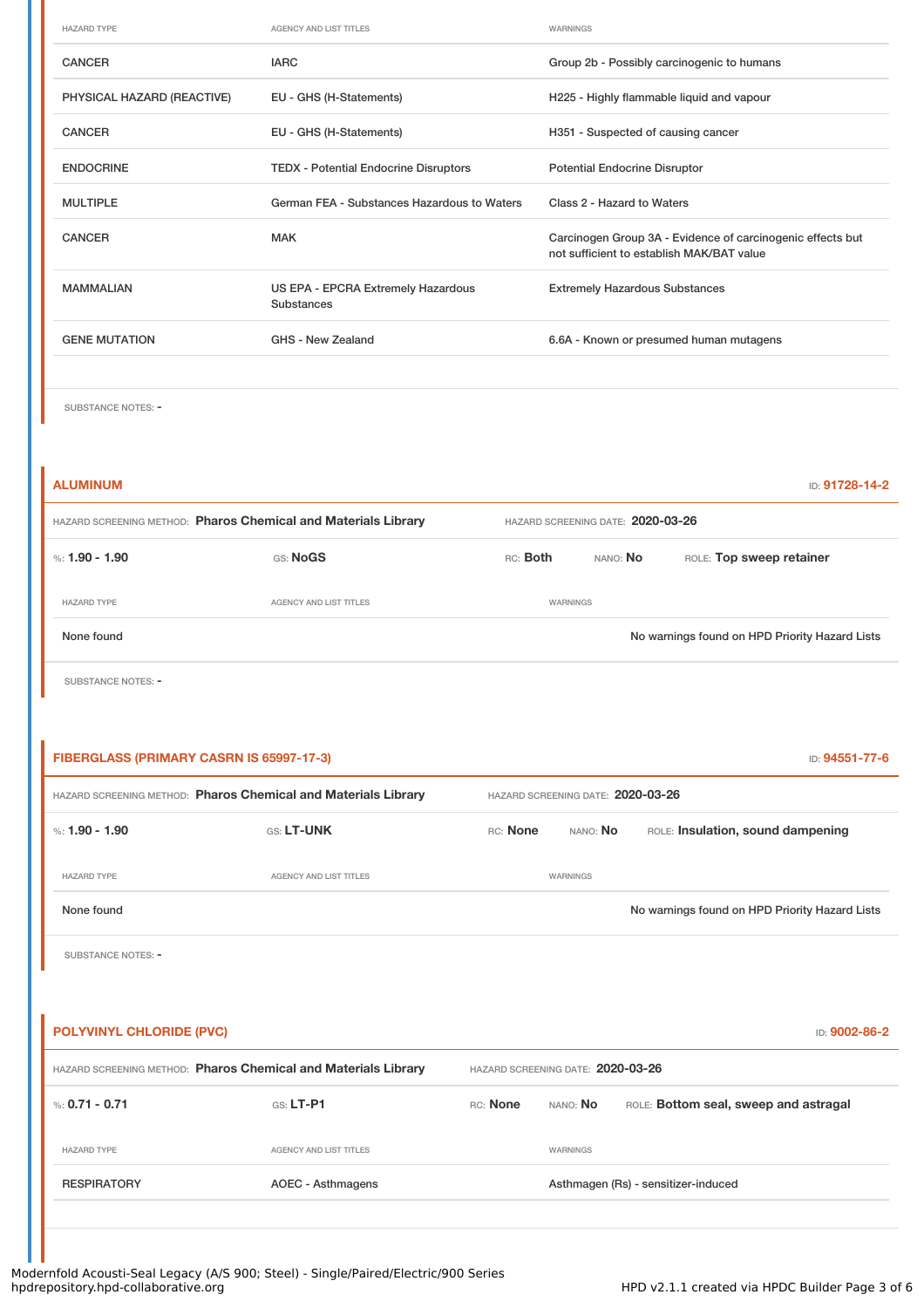| HAZARD TYPE | AGENCY AND LIST TITLES | WARNINGS |
|---|---|---|
| CANCER | IARC | Group 2b - Possibly carcinogenic to humans |
| PHYSICAL HAZARD (REACTIVE) | EU - GHS (H-Statements) | H225 - Highly flammable liquid and vapour |
| CANCER | EU - GHS (H-Statements) | H351 - Suspected of causing cancer |
| ENDOCRINE | TEDX - Potential Endocrine Disruptors | Potential Endocrine Disruptor |
| MULTIPLE | German FEA - Substances Hazardous to Waters | Class 2 - Hazard to Waters |
| CANCER | MAK | Carcinogen Group 3A - Evidence of carcinogenic effects but not sufficient to establish MAK/BAT value |
| MAMMALIAN | US EPA - EPCRA Extremely Hazardous Substances | Extremely Hazardous Substances |
| GENE MUTATION | GHS - New Zealand | 6.6A - Known or presumed human mutagens |

SUBSTANCE NOTES: -

### ALUMINUM

ID: 91728-14-2

HAZARD SCREENING METHOD: **Pharos Chemical and Materials Library** HAZARD SCREENING DATE: **2020-03-26**

%: **1.90 - 1.90** GS: **NoGS** RC: **Both** NANO: **No** ROLE: **Top sweep retainer**

| HAZARD TYPE | AGENCY AND LIST TITLES | WARNINGS |
|---|---|---|
| None found | | No warnings found on HPD Priority Hazard Lists |

SUBSTANCE NOTES: -

### FIBERGLASS (PRIMARY CASRN IS 65997-17-3)

ID: 94551-77-6

HAZARD SCREENING METHOD: **Pharos Chemical and Materials Library** HAZARD SCREENING DATE: **2020-03-26**

%: **1.90 - 1.90** GS: **LT-UNK** RC: **None** NANO: **No** ROLE: **Insulation, sound dampening**

| HAZARD TYPE | AGENCY AND LIST TITLES | WARNINGS |
|---|---|---|
| None found | | No warnings found on HPD Priority Hazard Lists |

SUBSTANCE NOTES: -

### POLYVINYL CHLORIDE (PVC)

ID: 9002-86-2

HAZARD SCREENING METHOD: **Pharos Chemical and Materials Library** HAZARD SCREENING DATE: **2020-03-26**

%: **0.71 - 0.71** GS: **LT-P1** RC: **None** NANO: **No** ROLE: **Bottom seal, sweep and astragal**

| HAZARD TYPE | AGENCY AND LIST TITLES | WARNINGS |
|---|---|---|
| RESPIRATORY | AOEC - Asthmagens | Asthmagen (Rs) - sensitizer-induced |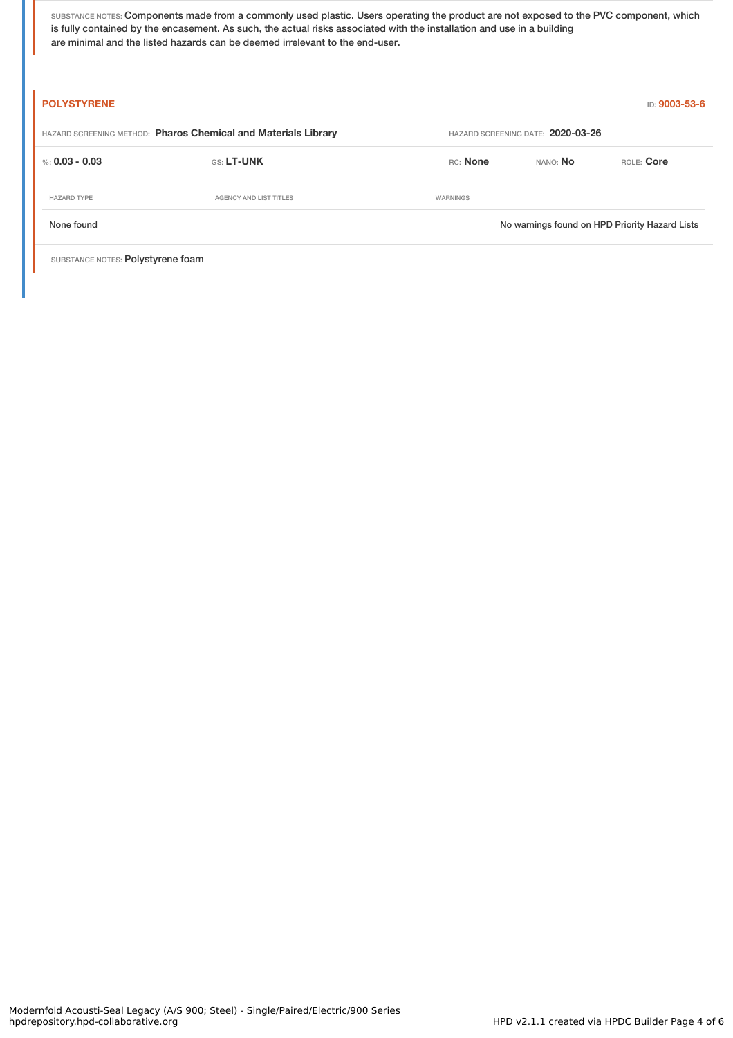SUBSTANCE NOTES: Components made from a commonly used plastic. Users operating the product are not exposed to the PVC component, which is fully contained by the encasement. As such, the actual risks associated with the installation and use in a building are minimal and the listed hazards can be deemed irrelevant to the end-user.

## POLYSTYRENE

ID: **9003-53-6**

HAZARD SCREENING METHOD: **Pharos Chemical and Materials Library** HAZARD SCREENING DATE: **2020-03-26**

%: **0.03 - 0.03** GS: **LT-UNK** RC: **None** NANO: **No** ROLE: **Core**

| HAZARD TYPE | AGENCY AND LIST TITLES | WARNINGS |
|---|---|---|
| None found | | No warnings found on HPD Priority Hazard Lists |

SUBSTANCE NOTES: Polystyrene foam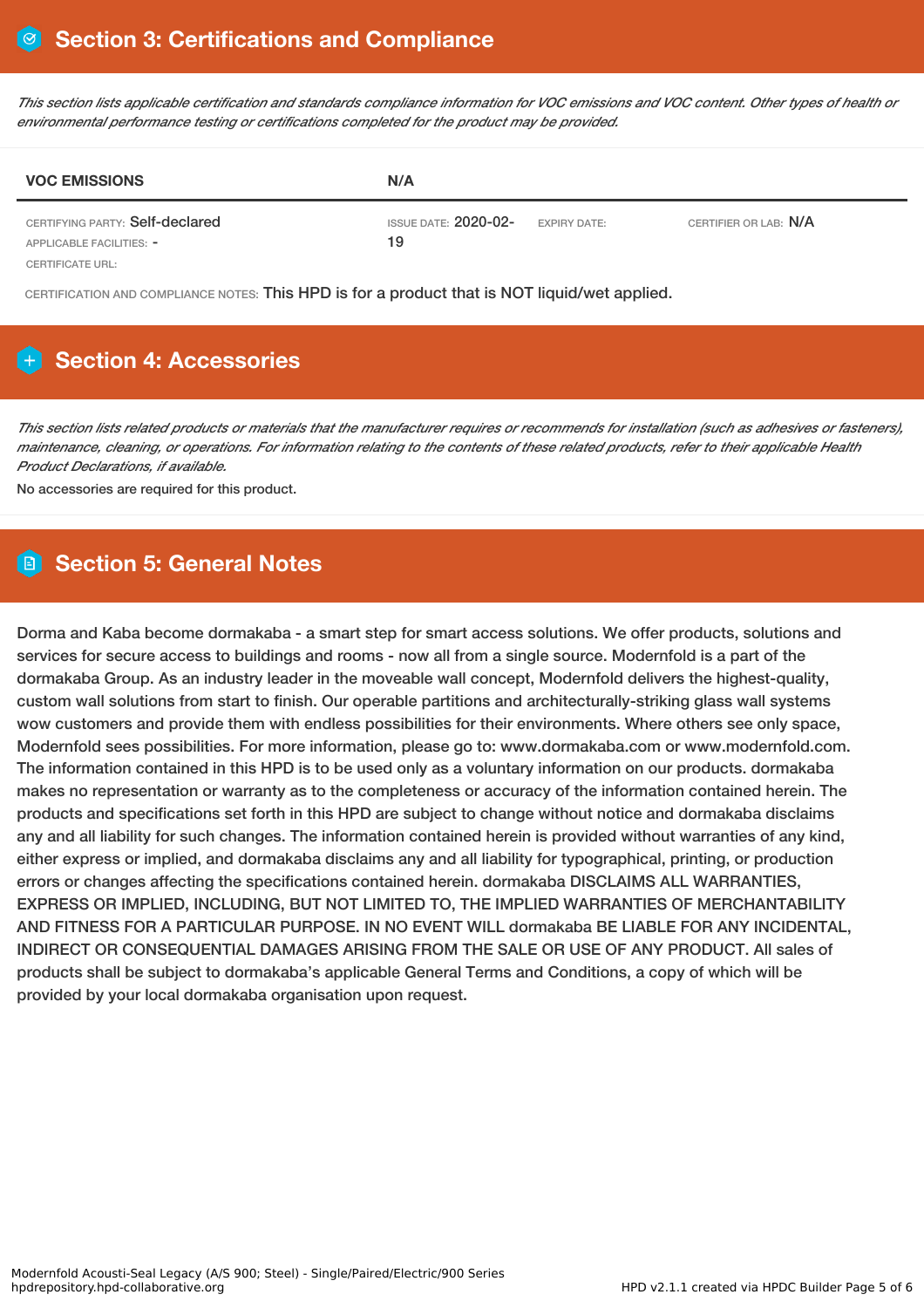## Section 3: Certifications and Compliance

*This section lists applicable certification and standards compliance information for VOC emissions and VOC content. Other types of health or environmental performance testing or certifications completed for the product may be provided.*

| VOC EMISSIONS | N/A | | |
|---|---|---|---|
| CERTIFYING PARTY: Self-declared<br>APPLICABLE FACILITIES: -<br>CERTIFICATE URL: | ISSUE DATE: 2020-02-19 | EXPIRY DATE: | CERTIFIER OR LAB: N/A |

CERTIFICATION AND COMPLIANCE NOTES: This HPD is for a product that is NOT liquid/wet applied.

## Section 4: Accessories

*This section lists related products or materials that the manufacturer requires or recommends for installation (such as adhesives or fasteners), maintenance, cleaning, or operations. For information relating to the contents of these related products, refer to their applicable Health Product Declarations, if available.*

No accessories are required for this product.

## Section 5: General Notes

Dorma and Kaba become dormakaba - a smart step for smart access solutions. We offer products, solutions and services for secure access to buildings and rooms - now all from a single source. Modernfold is a part of the dormakaba Group. As an industry leader in the moveable wall concept, Modernfold delivers the highest-quality, custom wall solutions from start to finish. Our operable partitions and architecturally-striking glass wall systems wow customers and provide them with endless possibilities for their environments. Where others see only space, Modernfold sees possibilities. For more information, please go to: www.dormakaba.com or www.modernfold.com. The information contained in this HPD is to be used only as a voluntary information on our products. dormakaba makes no representation or warranty as to the completeness or accuracy of the information contained herein. The products and specifications set forth in this HPD are subject to change without notice and dormakaba disclaims any and all liability for such changes. The information contained herein is provided without warranties of any kind, either express or implied, and dormakaba disclaims any and all liability for typographical, printing, or production errors or changes affecting the specifications contained herein. dormakaba DISCLAIMS ALL WARRANTIES, EXPRESS OR IMPLIED, INCLUDING, BUT NOT LIMITED TO, THE IMPLIED WARRANTIES OF MERCHANTABILITY AND FITNESS FOR A PARTICULAR PURPOSE. IN NO EVENT WILL dormakaba BE LIABLE FOR ANY INCIDENTAL, INDIRECT OR CONSEQUENTIAL DAMAGES ARISING FROM THE SALE OR USE OF ANY PRODUCT. All sales of products shall be subject to dormakaba's applicable General Terms and Conditions, a copy of which will be provided by your local dormakaba organisation upon request.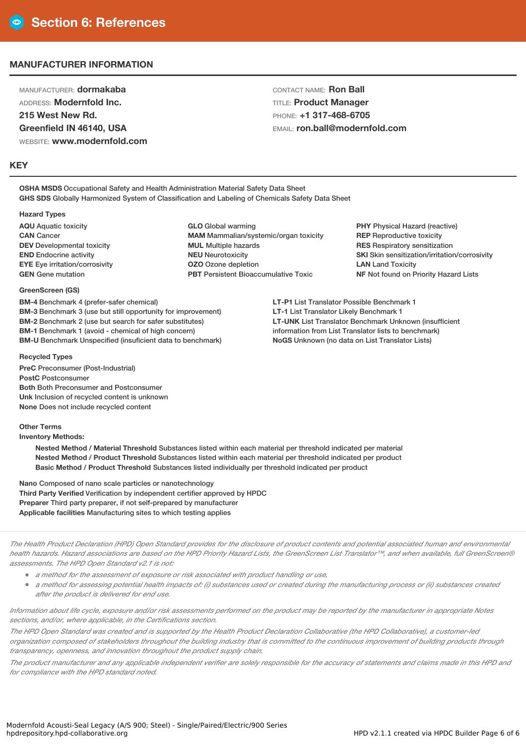# Section 6: References

## MANUFACTURER INFORMATION

MANUFACTURER: **dormakaba**
ADDRESS: **Modernfold Inc.**
**215 West New Rd.**
**Greenfield IN 46140, USA**
WEBSITE: **www.modernfold.com**

CONTACT NAME: **Ron Ball**
TITLE: **Product Manager**
PHONE: **+1 317-468-6705**
EMAIL: **ron.ball@modernfold.com**

## KEY

**OSHA MSDS** Occupational Safety and Health Administration Material Safety Data Sheet
**GHS SDS** Globally Harmonized System of Classification and Labeling of Chemicals Safety Data Sheet

**Hazard Types**

**AQU** Aquatic toxicity
**CAN** Cancer
**DEV** Developmental toxicity
**END** Endocrine activity
**EYE** Eye irritation/corrosivity
**GEN** Gene mutation
**GLO** Global warming
**MAM** Mammalian/systemic/organ toxicity
**MUL** Multiple hazards
**NEU** Neurotoxicity
**OZO** Ozone depletion
**PBT** Persistent Bioaccumulative Toxic
**PHY** Physical Hazard (reactive)
**REP** Reproductive toxicity
**RES** Respiratory sensitization
**SKI** Skin sensitization/irritation/corrosivity
**LAN** Land Toxicity
**NF** Not found on Priority Hazard Lists

**GreenScreen (GS)**

**BM-4** Benchmark 4 (prefer-safer chemical)
**BM-3** Benchmark 3 (use but still opportunity for improvement)
**BM-2** Benchmark 2 (use but search for safer substitutes)
**BM-1** Benchmark 1 (avoid - chemical of high concern)
**BM-U** Benchmark Unspecified (insuficient data to benchmark)
**LT-P1** List Translator Possible Benchmark 1
**LT-1** List Translator Likely Benchmark 1
**LT-UNK** List Translator Benchmark Unknown (insufficient information from List Translator lists to benchmark)
**NoGS** Unknown (no data on List Translator Lists)

**Recycled Types**

**PreC** Preconsumer (Post-Industrial)
**PostC** Postconsumer
**Both** Both Preconsumer and Postconsumer
**Unk** Inclusion of recycled content is unknown
**None** Does not include recycled content

**Other Terms**
**Inventory Methods:**

- **Nested Method / Material Threshold** Substances listed within each material per threshold indicated per material
- **Nested Method / Product Threshold** Substances listed within each material per threshold indicated per product
- **Basic Method / Product Threshold** Substances listed individually per threshold indicated per product

**Nano** Composed of nano scale particles or nanotechnology
**Third Party Verified** Verification by independent certifier approved by HPDC
**Preparer** Third party preparer, if not self-prepared by manufacturer
**Applicable facilities** Manufacturing sites to which testing applies

*The Health Product Declaration (HPD) Open Standard provides for the disclosure of product contents and potential associated human and environmental health hazards. Hazard associations are based on the HPD Priority Hazard Lists, the GreenScreen List Translator™, and when available, full GreenScreen® assessments. The HPD Open Standard v2.1 is not:*

- *a method for the assessment of exposure or risk associated with product handling or use,*
- *a method for assessing potential health impacts of: (i) substances used or created during the manufacturing process or (ii) substances created after the product is delivered for end use.*

*Information about life cycle, exposure and/or risk assessments performed on the product may be reported by the manufacturer in appropriate Notes sections, and/or, where applicable, in the Certifications section.*

*The HPD Open Standard was created and is supported by the Health Product Declaration Collaborative (the HPD Collaborative), a customer-led organization composed of stakeholders throughout the building industry that is committed to the continuous improvement of building products through transparency, openness, and innovation throughout the product supply chain.*

*The product manufacturer and any applicable independent verifier are solely responsible for the accuracy of statements and claims made in this HPD and for compliance with the HPD standard noted.*